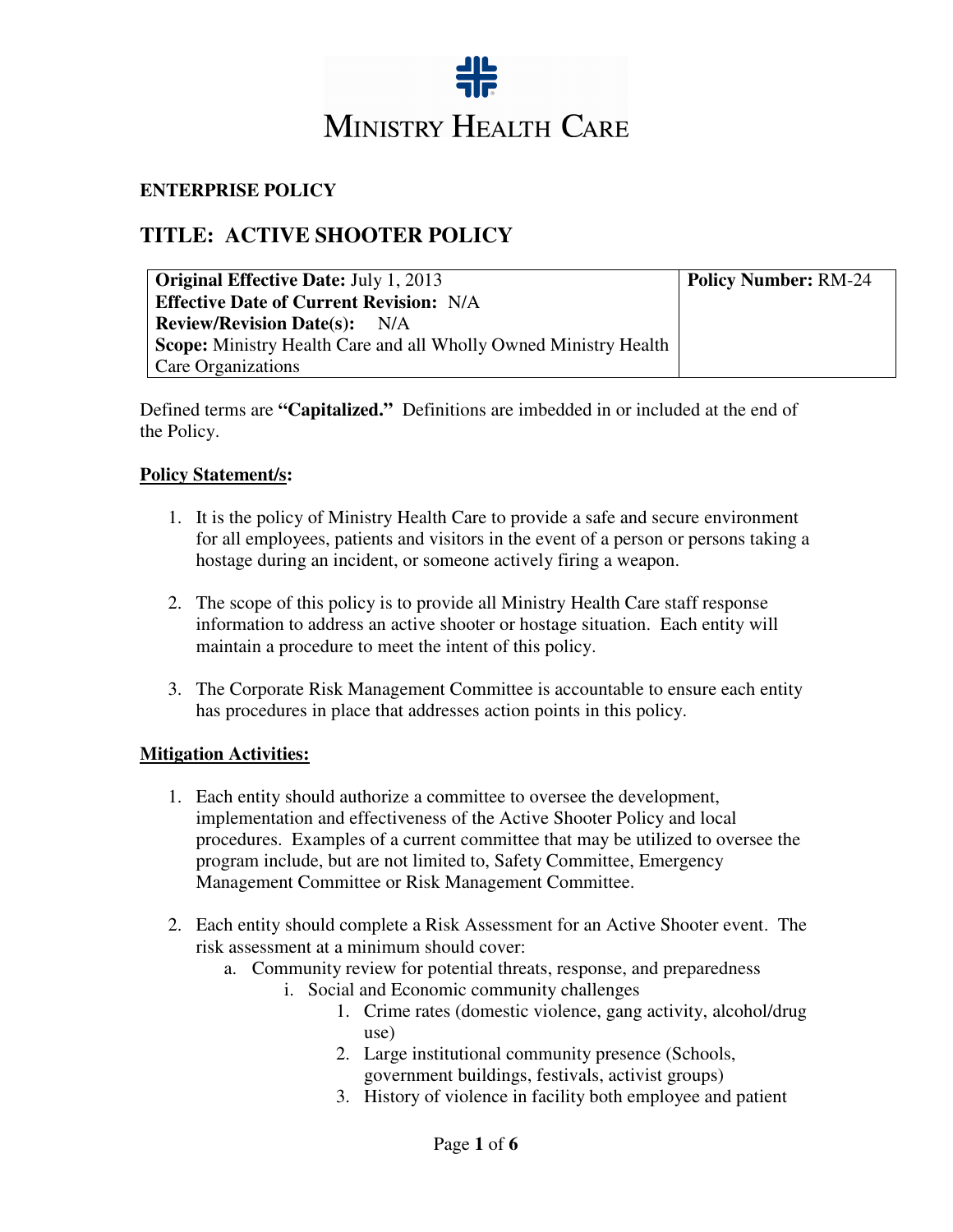MINISTRY HEALTH CARE

**ENTERPRISE POLICY**

# TITLE: ACTIVE SHOOTER POLICY

| **Original Effective Date:** July 1, 2013<br>**Effective Date of Current Revision:** N/A<br>**Review/Revision Date(s):** N/A<br>**Scope:** Ministry Health Care and all Wholly Owned Ministry Health Care Organizations | **Policy Number:** RM-24 |
|---|---|

Defined terms are **"Capitalized."** Definitions are imbedded in or included at the end of the Policy.

## Policy Statement/s:

1. It is the policy of Ministry Health Care to provide a safe and secure environment for all employees, patients and visitors in the event of a person or persons taking a hostage during an incident, or someone actively firing a weapon.

2. The scope of this policy is to provide all Ministry Health Care staff response information to address an active shooter or hostage situation. Each entity will maintain a procedure to meet the intent of this policy.

3. The Corporate Risk Management Committee is accountable to ensure each entity has procedures in place that addresses action points in this policy.

## Mitigation Activities:

1. Each entity should authorize a committee to oversee the development, implementation and effectiveness of the Active Shooter Policy and local procedures. Examples of a current committee that may be utilized to oversee the program include, but are not limited to, Safety Committee, Emergency Management Committee or Risk Management Committee.

2. Each entity should complete a Risk Assessment for an Active Shooter event. The risk assessment at a minimum should cover:
   a. Community review for potential threats, response, and preparedness
      i. Social and Economic community challenges
         1. Crime rates (domestic violence, gang activity, alcohol/drug use)
         2. Large institutional community presence (Schools, government buildings, festivals, activist groups)
         3. History of violence in facility both employee and patient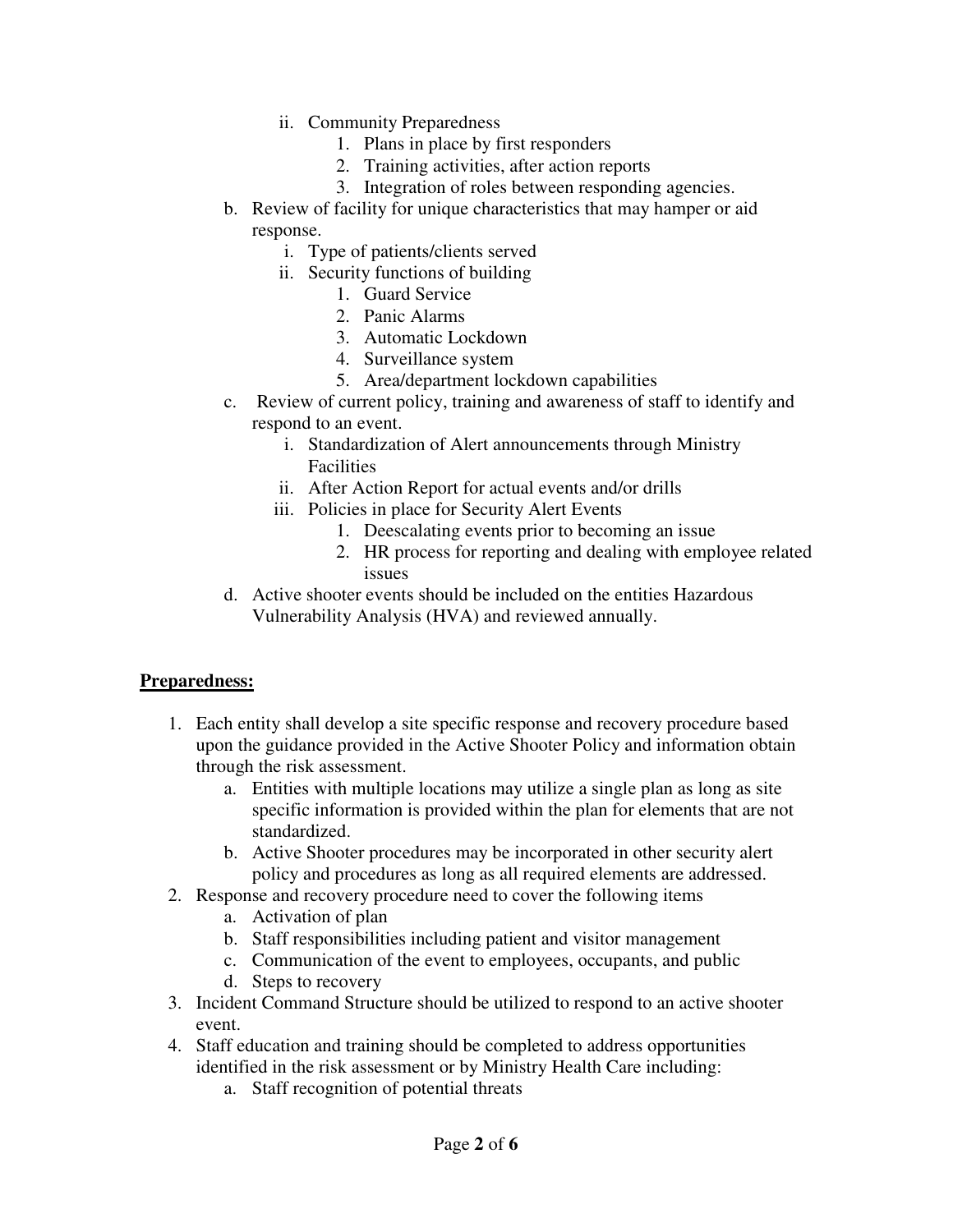- ii. Community Preparedness
     1. Plans in place by first responders
     2. Training activities, after action reports
     3. Integration of roles between responding agencies.
- b. Review of facility for unique characteristics that may hamper or aid response.
   - i. Type of patients/clients served
   - ii. Security functions of building
     1. Guard Service
     2. Panic Alarms
     3. Automatic Lockdown
     4. Surveillance system
     5. Area/department lockdown capabilities
- c. Review of current policy, training and awareness of staff to identify and respond to an event.
   - i. Standardization of Alert announcements through Ministry Facilities
   - ii. After Action Report for actual events and/or drills
   - iii. Policies in place for Security Alert Events
     1. Deescalating events prior to becoming an issue
     2. HR process for reporting and dealing with employee related issues
- d. Active shooter events should be included on the entities Hazardous Vulnerability Analysis (HVA) and reviewed annually.

**Preparedness:**

1. Each entity shall develop a site specific response and recovery procedure based upon the guidance provided in the Active Shooter Policy and information obtain through the risk assessment.
   - a. Entities with multiple locations may utilize a single plan as long as site specific information is provided within the plan for elements that are not standardized.
   - b. Active Shooter procedures may be incorporated in other security alert policy and procedures as long as all required elements are addressed.
2. Response and recovery procedure need to cover the following items
   - a. Activation of plan
   - b. Staff responsibilities including patient and visitor management
   - c. Communication of the event to employees, occupants, and public
   - d. Steps to recovery
3. Incident Command Structure should be utilized to respond to an active shooter event.
4. Staff education and training should be completed to address opportunities identified in the risk assessment or by Ministry Health Care including:
   - a. Staff recognition of potential threats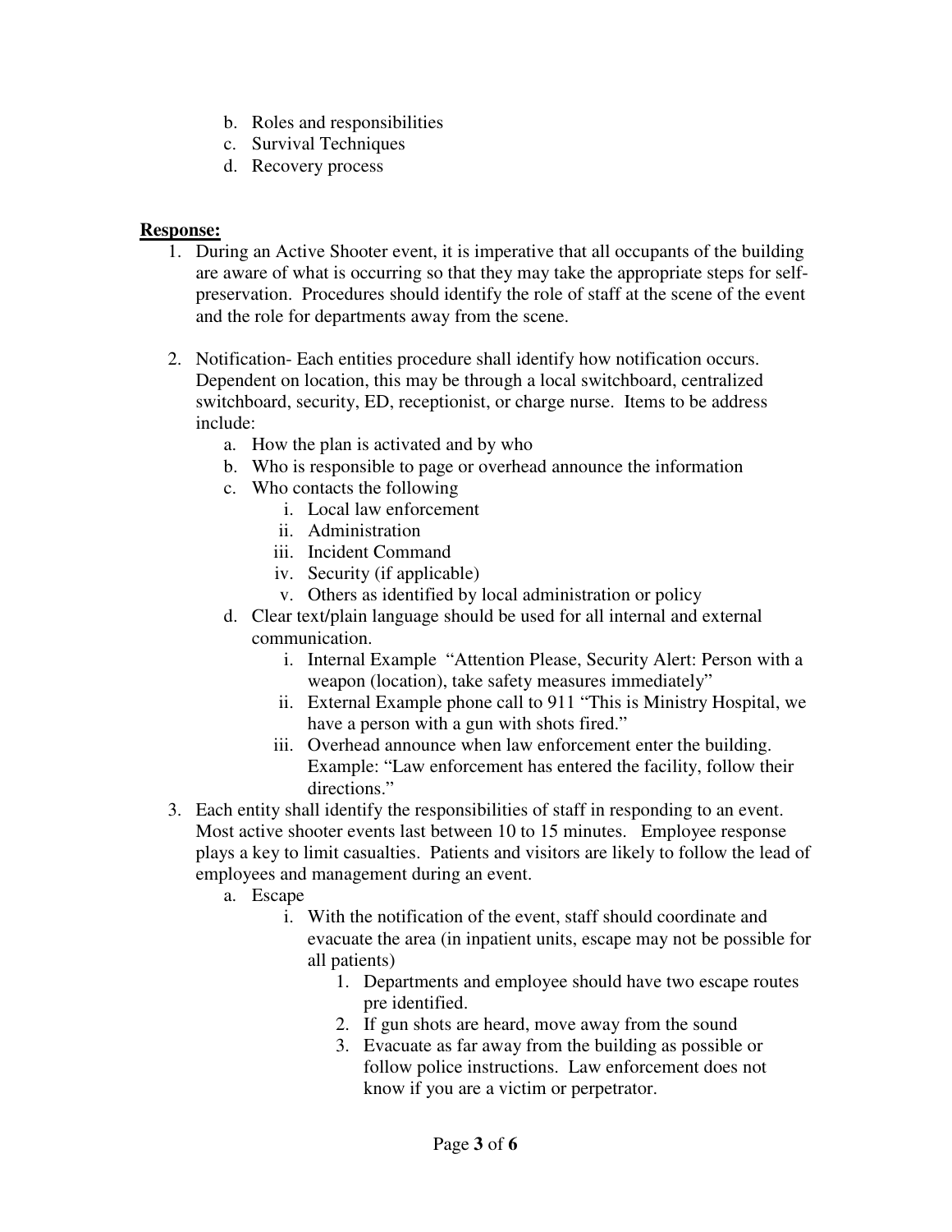b. Roles and responsibilities
   c. Survival Techniques
   d. Recovery process

**<u>Response:</u>**

1. During an Active Shooter event, it is imperative that all occupants of the building are aware of what is occurring so that they may take the appropriate steps for self-preservation. Procedures should identify the role of staff at the scene of the event and the role for departments away from the scene.

2. Notification- Each entities procedure shall identify how notification occurs. Dependent on location, this may be through a local switchboard, centralized switchboard, security, ED, receptionist, or charge nurse. Items to be address include:
   a. How the plan is activated and by who
   b. Who is responsible to page or overhead announce the information
   c. Who contacts the following
      i. Local law enforcement
      ii. Administration
      iii. Incident Command
      iv. Security (if applicable)
      v. Others as identified by local administration or policy
   d. Clear text/plain language should be used for all internal and external communication.
      i. Internal Example "Attention Please, Security Alert: Person with a weapon (location), take safety measures immediately"
      ii. External Example phone call to 911 "This is Ministry Hospital, we have a person with a gun with shots fired."
      iii. Overhead announce when law enforcement enter the building. Example: "Law enforcement has entered the facility, follow their directions."
3. Each entity shall identify the responsibilities of staff in responding to an event. Most active shooter events last between 10 to 15 minutes. Employee response plays a key to limit casualties. Patients and visitors are likely to follow the lead of employees and management during an event.
   a. Escape
      i. With the notification of the event, staff should coordinate and evacuate the area (in inpatient units, escape may not be possible for all patients)
         1. Departments and employee should have two escape routes pre identified.
         2. If gun shots are heard, move away from the sound
         3. Evacuate as far away from the building as possible or follow police instructions. Law enforcement does not know if you are a victim or perpetrator.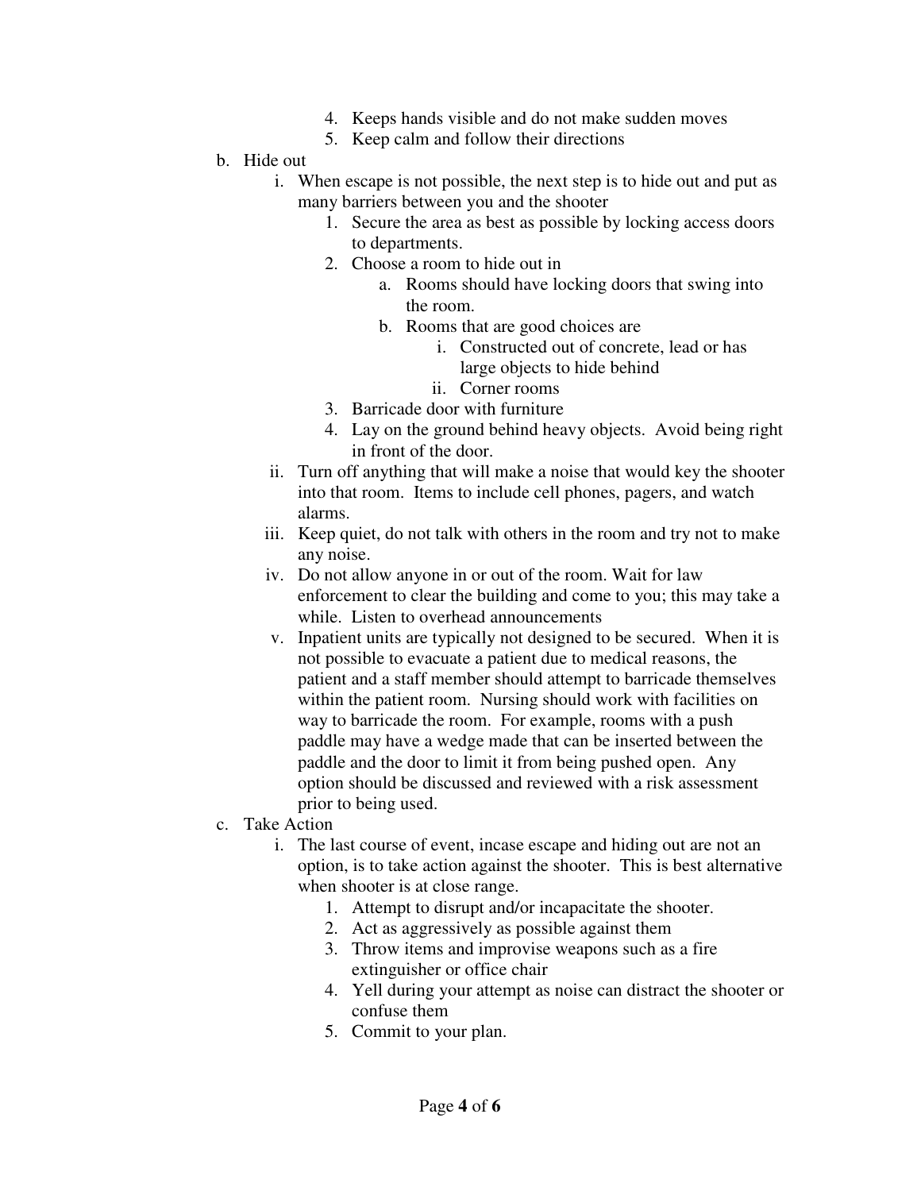4. Keeps hands visible and do not make sudden moves
    5. Keep calm and follow their directions

b. Hide out
   i. When escape is not possible, the next step is to hide out and put as many barriers between you and the shooter
      1. Secure the area as best as possible by locking access doors to departments.
      2. Choose a room to hide out in
         a. Rooms should have locking doors that swing into the room.
         b. Rooms that are good choices are
            i. Constructed out of concrete, lead or has large objects to hide behind
            ii. Corner rooms
      3. Barricade door with furniture
      4. Lay on the ground behind heavy objects. Avoid being right in front of the door.
   ii. Turn off anything that will make a noise that would key the shooter into that room. Items to include cell phones, pagers, and watch alarms.
   iii. Keep quiet, do not talk with others in the room and try not to make any noise.
   iv. Do not allow anyone in or out of the room. Wait for law enforcement to clear the building and come to you; this may take a while. Listen to overhead announcements
   v. Inpatient units are typically not designed to be secured. When it is not possible to evacuate a patient due to medical reasons, the patient and a staff member should attempt to barricade themselves within the patient room. Nursing should work with facilities on way to barricade the room. For example, rooms with a push paddle may have a wedge made that can be inserted between the paddle and the door to limit it from being pushed open. Any option should be discussed and reviewed with a risk assessment prior to being used.

c. Take Action
   i. The last course of event, incase escape and hiding out are not an option, is to take action against the shooter. This is best alternative when shooter is at close range.
      1. Attempt to disrupt and/or incapacitate the shooter.
      2. Act as aggressively as possible against them
      3. Throw items and improvise weapons such as a fire extinguisher or office chair
      4. Yell during your attempt as noise can distract the shooter or confuse them
      5. Commit to your plan.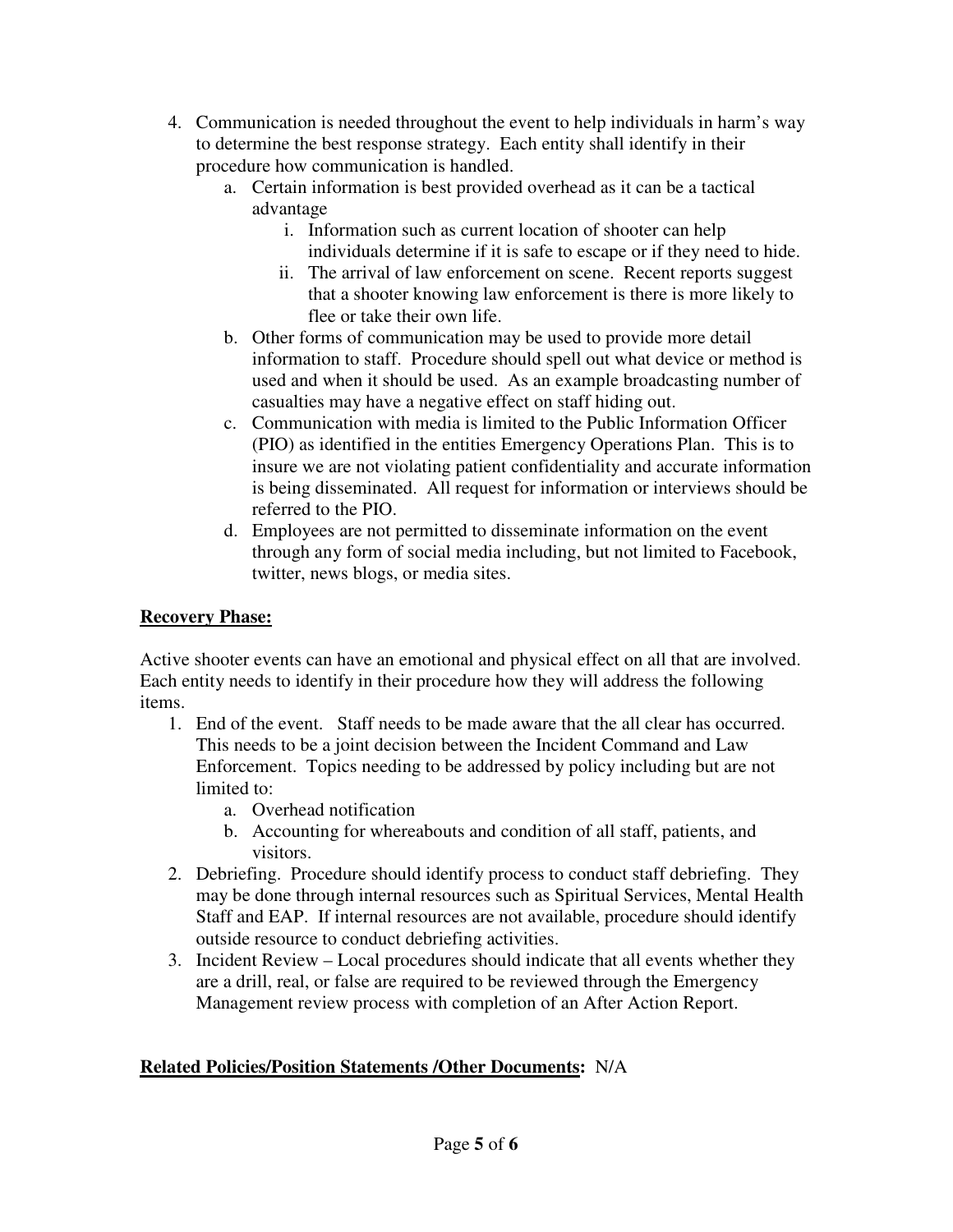4. Communication is needed throughout the event to help individuals in harm's way to determine the best response strategy. Each entity shall identify in their procedure how communication is handled.
    a. Certain information is best provided overhead as it can be a tactical advantage
        i. Information such as current location of shooter can help individuals determine if it is safe to escape or if they need to hide.
        ii. The arrival of law enforcement on scene. Recent reports suggest that a shooter knowing law enforcement is there is more likely to flee or take their own life.
    b. Other forms of communication may be used to provide more detail information to staff. Procedure should spell out what device or method is used and when it should be used. As an example broadcasting number of casualties may have a negative effect on staff hiding out.
    c. Communication with media is limited to the Public Information Officer (PIO) as identified in the entities Emergency Operations Plan. This is to insure we are not violating patient confidentiality and accurate information is being disseminated. All request for information or interviews should be referred to the PIO.
    d. Employees are not permitted to disseminate information on the event through any form of social media including, but not limited to Facebook, twitter, news blogs, or media sites.

**<u>Recovery Phase:</u>**

Active shooter events can have an emotional and physical effect on all that are involved. Each entity needs to identify in their procedure how they will address the following items.

1. End of the event. Staff needs to be made aware that the all clear has occurred. This needs to be a joint decision between the Incident Command and Law Enforcement. Topics needing to be addressed by policy including but are not limited to:
    a. Overhead notification
    b. Accounting for whereabouts and condition of all staff, patients, and visitors.
2. Debriefing. Procedure should identify process to conduct staff debriefing. They may be done through internal resources such as Spiritual Services, Mental Health Staff and EAP. If internal resources are not available, procedure should identify outside resource to conduct debriefing activities.
3. Incident Review – Local procedures should indicate that all events whether they are a drill, real, or false are required to be reviewed through the Emergency Management review process with completion of an After Action Report.

**<u>Related Policies/Position Statements /Other Documents</u>:** N/A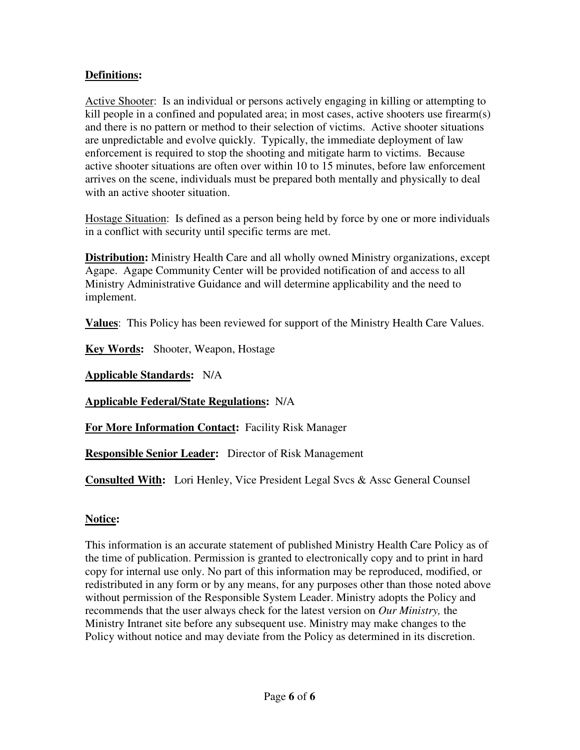**Definitions:**

Active Shooter: Is an individual or persons actively engaging in killing or attempting to kill people in a confined and populated area; in most cases, active shooters use firearm(s) and there is no pattern or method to their selection of victims. Active shooter situations are unpredictable and evolve quickly. Typically, the immediate deployment of law enforcement is required to stop the shooting and mitigate harm to victims. Because active shooter situations are often over within 10 to 15 minutes, before law enforcement arrives on the scene, individuals must be prepared both mentally and physically to deal with an active shooter situation.

Hostage Situation: Is defined as a person being held by force by one or more individuals in a conflict with security until specific terms are met.

**Distribution:** Ministry Health Care and all wholly owned Ministry organizations, except Agape. Agape Community Center will be provided notification of and access to all Ministry Administrative Guidance and will determine applicability and the need to implement.

**Values**: This Policy has been reviewed for support of the Ministry Health Care Values.

**Key Words:** Shooter, Weapon, Hostage

**Applicable Standards:** N/A

**Applicable Federal/State Regulations:** N/A

**For More Information Contact:** Facility Risk Manager

**Responsible Senior Leader:** Director of Risk Management

**Consulted With:** Lori Henley, Vice President Legal Svcs & Assc General Counsel

**Notice:**

This information is an accurate statement of published Ministry Health Care Policy as of the time of publication. Permission is granted to electronically copy and to print in hard copy for internal use only. No part of this information may be reproduced, modified, or redistributed in any form or by any means, for any purposes other than those noted above without permission of the Responsible System Leader. Ministry adopts the Policy and recommends that the user always check for the latest version on *Our Ministry,* the Ministry Intranet site before any subsequent use. Ministry may make changes to the Policy without notice and may deviate from the Policy as determined in its discretion.